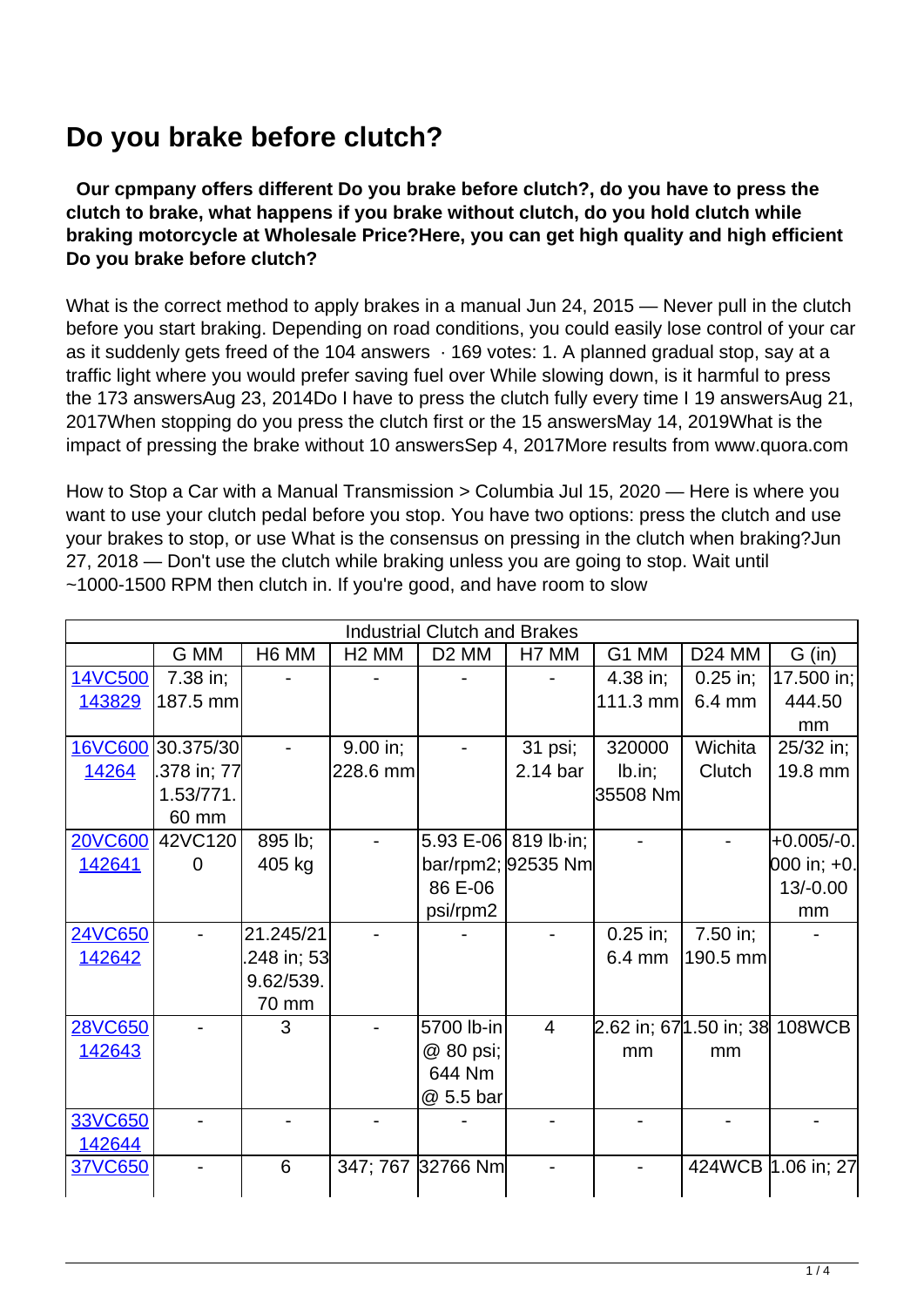# Do you brake before clutch?

**Our cpmpany offers different Do you brake before clutch?, do you have to press the clutch to brake, what happens if you brake without clutch, do you hold clutch while braking motorcycle at Wholesale Price?Here, you can get high quality and high efficient Do you brake before clutch?**

What is the correct method to apply brakes in a manual Jun 24, 2015 — Never pull in the clutch before you start braking. Depending on road conditions, you could easily lose control of your car as it suddenly gets freed of the 104 answers · 169 votes: 1. A planned gradual stop, say at a traffic light where you would prefer saving fuel over While slowing down, is it harmful to press the 173 answersAug 23, 2014Do I have to press the clutch fully every time I 19 answersAug 21, 2017When stopping do you press the clutch first or the 15 answersMay 14, 2019What is the impact of pressing the brake without 10 answersSep 4, 2017More results from www.quora.com

How to Stop a Car with a Manual Transmission > Columbia Jul 15, 2020 — Here is where you want to use your clutch pedal before you stop. You have two options: press the clutch and use your brakes to stop, or use What is the consensus on pressing in the clutch when braking?Jun 27, 2018 — Don't use the clutch while braking unless you are going to stop. Wait until ~1000-1500 RPM then clutch in. If you're good, and have room to slow

| Industrial Clutch and Brakes | | | | | | | | |
|---|---|---|---|---|---|---|---|---|
| | G MM | H6 MM | H2 MM | D2 MM | H7 MM | G1 MM | D24 MM | G (in) |
| 14VC500 143829 | 7.38 in; 187.5 mm | - | - | - | - | 4.38 in; 111.3 mm | 0.25 in; 6.4 mm | 17.500 in; 444.50 mm |
| 16VC600 14264 | 30.375/30.378 in; 771.53/771.60 mm | - | 9.00 in; 228.6 mm | - | 31 psi; 2.14 bar | 320000 lb.in; 35508 Nm | Wichita Clutch | 25/32 in; 19.8 mm |
| 20VC600 142641 | 42VC1200 | 895 lb; 405 kg | - | 5.93 E-06 bar/rpm2; 86 E-06 psi/rpm2 | 819 lb·in; 92535 Nm | - | - | +0.005/-0.000 in; +0.13/-0.00 mm |
| 24VC650 142642 | - | 21.245/21.248 in; 539.62/539.70 mm | - | - | - | 0.25 in; 6.4 mm | 7.50 in; 190.5 mm | - |
| 28VC650 142643 | - | 3 | - | 5700 lb-in @ 80 psi; 644 Nm @ 5.5 bar | 4 | 2.62 in; 67 mm | 1.50 in; 38 mm | 108WCB |
| 33VC650 142644 | - | - | - | - | - | - | - | - |
| 37VC650 | - | 6 | 347; 767 | 32766 Nm | - | - | 424WCB | 1.06 in; 27 |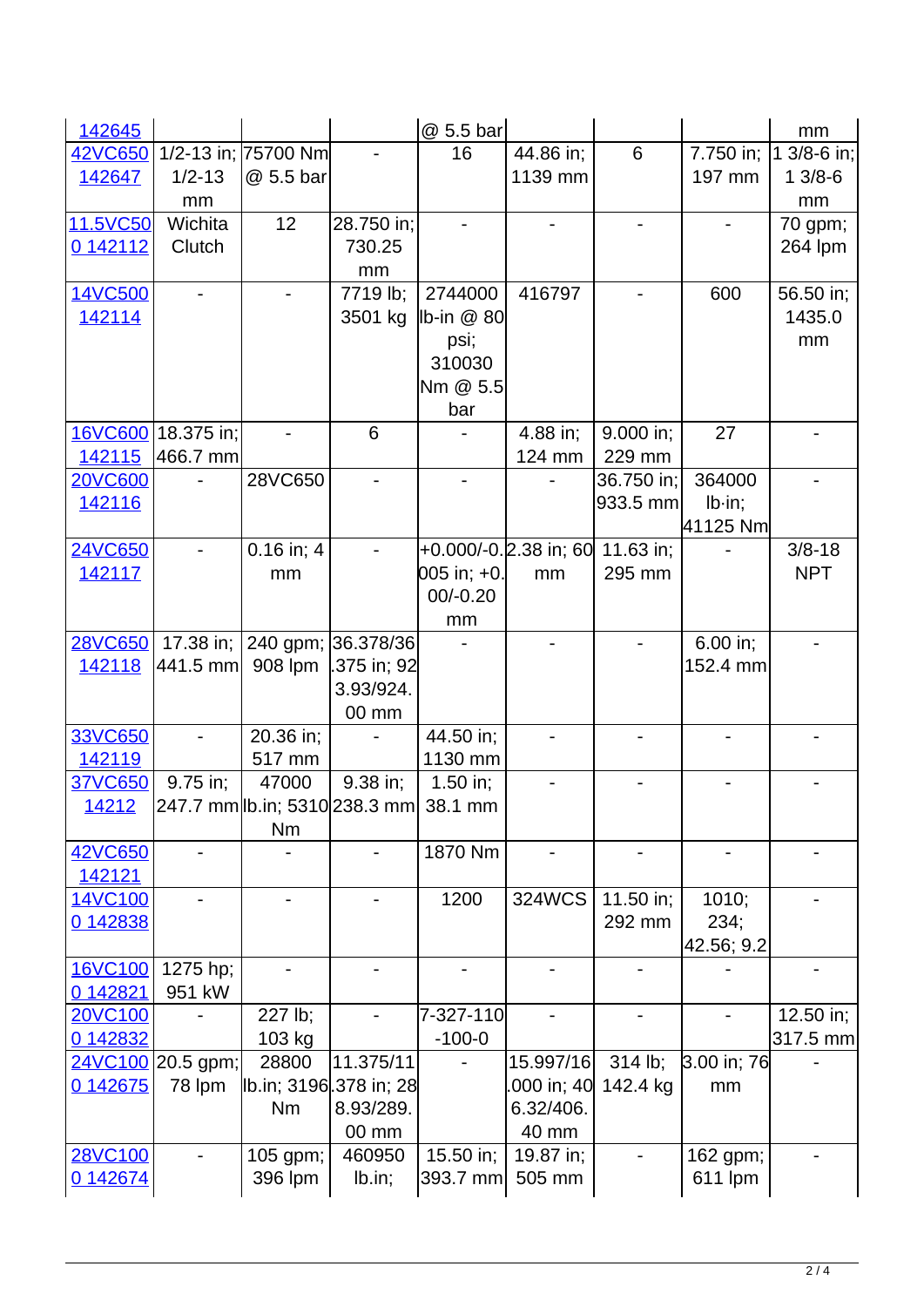| | | | | | | | | |
|---|---|---|---|---|---|---|---|---|
| 142645 | | | | @ 5.5 bar | | | | mm |
| 42VC650 142647 | 1/2-13 in; 1/2-13 mm | 75700 Nm @ 5.5 bar | - | 16 | 44.86 in; 1139 mm | 6 | 7.750 in; 197 mm | 1 3/8-6 in; 1 3/8-6 mm |
| 11.5VC500 142112 | Wichita Clutch | 12 | 28.750 in; 730.25 mm | - | - | - | - | 70 gpm; 264 lpm |
| 14VC500 142114 | - | - | 7719 lb; 3501 kg | 2744000 lb-in @ 80 psi; 310030 Nm @ 5.5 bar | 416797 | - | 600 | 56.50 in; 1435.0 mm |
| 16VC600 142115 | 18.375 in; 466.7 mm | - | 6 | - | 4.88 in; 124 mm | 9.000 in; 229 mm | 27 | - |
| 20VC600 142116 | - | 28VC650 | - | - | - | 36.750 in; 933.5 mm | 364000 lb·in; 41125 Nm | - |
| 24VC650 142117 | - | 0.16 in; 4 mm | - | +0.000/-0.005 in; +0.00/-0.20 mm | 2.38 in; 60 mm | 11.63 in; 295 mm | - | 3/8-18 NPT |
| 28VC650 142118 | 17.38 in; 441.5 mm | 240 gpm; 908 lpm | 36.378/36.375 in; 923.93/924.00 mm | - | - | - | 6.00 in; 152.4 mm | - |
| 33VC650 142119 | - | 20.36 in; 517 mm | - | 44.50 in; 1130 mm | - | - | - | - |
| 37VC650 14212 | 9.75 in; 247.7 mm | 47000 lb.in; 5310 Nm | 9.38 in; 238.3 mm | 1.50 in; 38.1 mm | - | - | - | - |
| 42VC650 142121 | - | - | - | 1870 Nm | - | - | - | - |
| 14VC1000 142838 | - | - | - | 1200 | 324WCS | 11.50 in; 292 mm | 1010; 234; 42.56; 9.2 | - |
| 16VC1000 142821 | 1275 hp; 951 kW | - | - | - | - | - | - | - |
| 20VC1000 142832 | - | 227 lb; 103 kg | - | 7-327-110-100-0 | - | - | - | 12.50 in; 317.5 mm |
| 24VC1000 142675 | 20.5 gpm; 78 lpm | 28800 lb.in; 3196 Nm | 11.375/11.378 in; 288.93/289.00 mm | - | 15.997/16.000 in; 406.32/406.40 mm | 314 lb; 142.4 kg | 3.00 in; 76 mm | - |
| 28VC1000 142674 | - | 105 gpm; 396 lpm | 460950 lb.in; | 15.50 in; 393.7 mm | 19.87 in; 505 mm | - | 162 gpm; 611 lpm | - |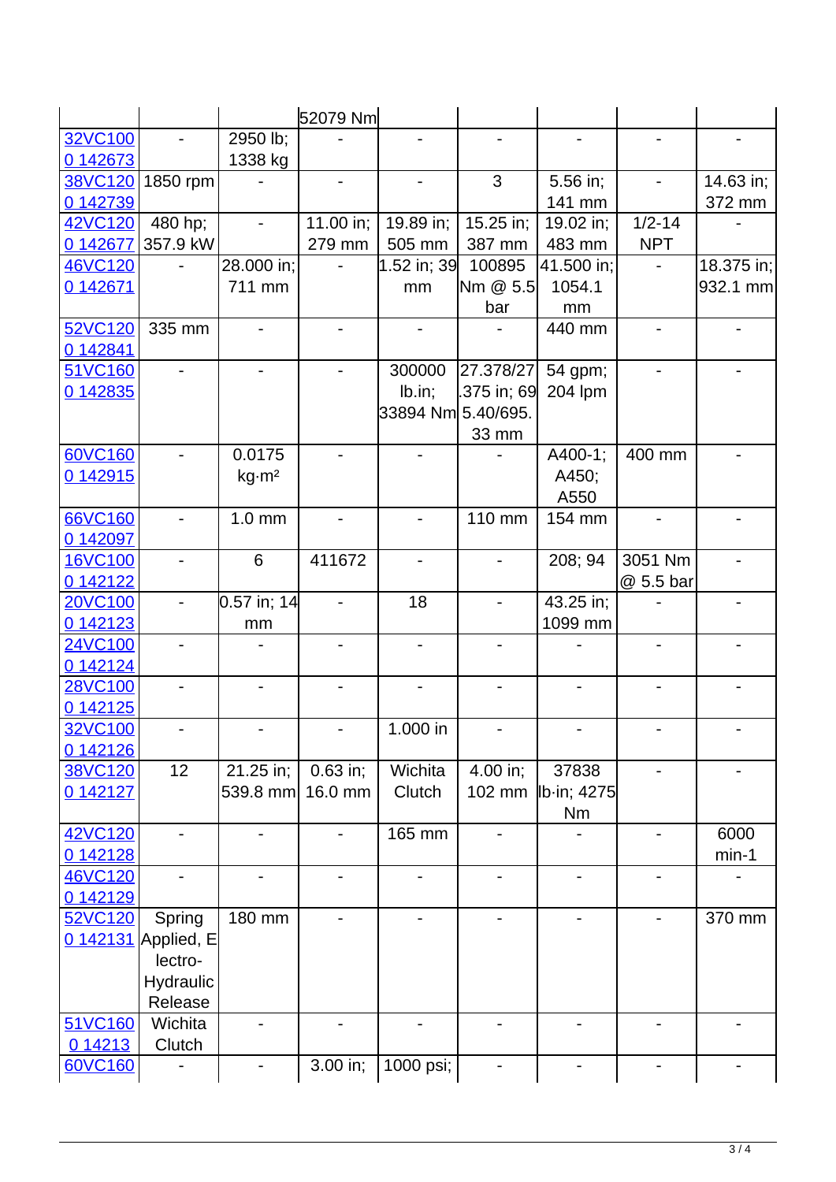| | | | | | | | | |
|---|---|---|---|---|---|---|---|---|
| | | | 52079 Nm | | | | | |
| 32VC100 0 142673 | - | 2950 lb; 1338 kg | - | - | - | - | - | - |
| 38VC120 0 142739 | 1850 rpm | - | - | - | 3 | 5.56 in; 141 mm | - | 14.63 in; 372 mm |
| 42VC120 0 142677 | 480 hp; 357.9 kW | - | 11.00 in; 279 mm | 19.89 in; 505 mm | 15.25 in; 387 mm | 19.02 in; 483 mm | 1/2-14 NPT | - |
| 46VC120 0 142671 | - | 28.000 in; 711 mm | - | 1.52 in; 39 mm | 100895 Nm @ 5.5 bar | 41.500 in; 1054.1 mm | - | 18.375 in; 932.1 mm |
| 52VC120 0 142841 | 335 mm | - | - | - | - | 440 mm | - | - |
| 51VC160 0 142835 | - | - | - | 300000 lb.in; 33894 Nm | 27.378/27.375 in; 695.40/695.33 mm | 54 gpm; 204 lpm | - | - |
| 60VC160 0 142915 | - | 0.0175 kg·m² | - | - | - | A400-1; A450; A550 | 400 mm | - |
| 66VC160 0 142097 | - | 1.0 mm | - | - | 110 mm | 154 mm | - | - |
| 16VC100 0 142122 | - | 6 | 411672 | - | - | 208; 94 | 3051 Nm @ 5.5 bar | - |
| 20VC100 0 142123 | - | 0.57 in; 14 mm | - | 18 | - | 43.25 in; 1099 mm | - | - |
| 24VC100 0 142124 | - | - | - | - | - | - | - | - |
| 28VC100 0 142125 | - | - | - | - | - | - | - | - |
| 32VC100 0 142126 | - | - | - | 1.000 in | - | - | - | - |
| 38VC120 0 142127 | 12 | 21.25 in; 539.8 mm | 0.63 in; 16.0 mm | Wichita Clutch | 4.00 in; 102 mm | 37838 lb·in; 4275 Nm | - | - |
| 42VC120 0 142128 | - | - | - | 165 mm | - | - | - | 6000 min-1 |
| 46VC120 0 142129 | - | - | - | - | - | - | - | - |
| 52VC120 0 142131 | Spring Applied, Electro-Hydraulic Release | 180 mm | - | - | - | - | - | 370 mm |
| 51VC160 0 14213 | Wichita Clutch | - | - | - | - | - | - | - |
| 60VC160 | - | - | 3.00 in; | 1000 psi; | - | - | - | - |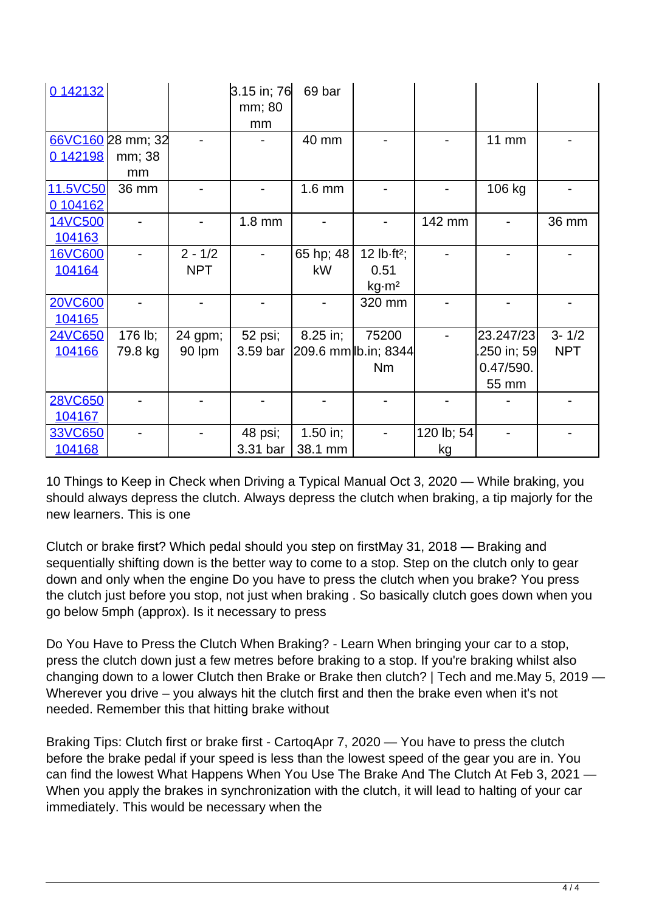| | | | | | | | | |
|---|---|---|---|---|---|---|---|---|
| 0 142132 | | | 3.15 in; 76 mm; 80 mm | 69 bar | | | | |
| 66VC160 0 142198 | 28 mm; 32 mm; 38 mm | - | - | 40 mm | - | - | 11 mm | - |
| 11.5VC50 0 104162 | 36 mm | - | - | 1.6 mm | - | - | 106 kg | - |
| 14VC500 104163 | - | - | 1.8 mm | - | - | 142 mm | - | 36 mm |
| 16VC600 104164 | - | 2 - 1/2 NPT | - | 65 hp; 48 kW | 12 lb·ft²; 0.51 kg·m² | - | - | - |
| 20VC600 104165 | - | - | - | - | 320 mm | - | - | - |
| 24VC650 104166 | 176 lb; 79.8 kg | 24 gpm; 90 lpm | 52 psi; 3.59 bar | 8.25 in; 209.6 mm | 75200 lb.in; 8344 Nm | - | 23.247/23.250 in; 590.47/590.55 mm | 3- 1/2 NPT |
| 28VC650 104167 | - | - | - | - | - | - | - | - |
| 33VC650 104168 | - | - | 48 psi; 3.31 bar | 1.50 in; 38.1 mm | - | 120 lb; 54 kg | - | - |

10 Things to Keep in Check when Driving a Typical Manual Oct 3, 2020 — While braking, you should always depress the clutch. Always depress the clutch when braking, a tip majorly for the new learners. This is one

Clutch or brake first? Which pedal should you step on firstMay 31, 2018 — Braking and sequentially shifting down is the better way to come to a stop. Step on the clutch only to gear down and only when the engine Do you have to press the clutch when you brake? You press the clutch just before you stop, not just when braking . So basically clutch goes down when you go below 5mph (approx). Is it necessary to press

Do You Have to Press the Clutch When Braking? - Learn When bringing your car to a stop, press the clutch down just a few metres before braking to a stop. If you're braking whilst also changing down to a lower Clutch then Brake or Brake then clutch? | Tech and me.May 5, 2019 — Wherever you drive – you always hit the clutch first and then the brake even when it's not needed. Remember this that hitting brake without

Braking Tips: Clutch first or brake first - CartoqApr 7, 2020 — You have to press the clutch before the brake pedal if your speed is less than the lowest speed of the gear you are in. You can find the lowest What Happens When You Use The Brake And The Clutch At Feb 3, 2021 — When you apply the brakes in synchronization with the clutch, it will lead to halting of your car immediately. This would be necessary when the